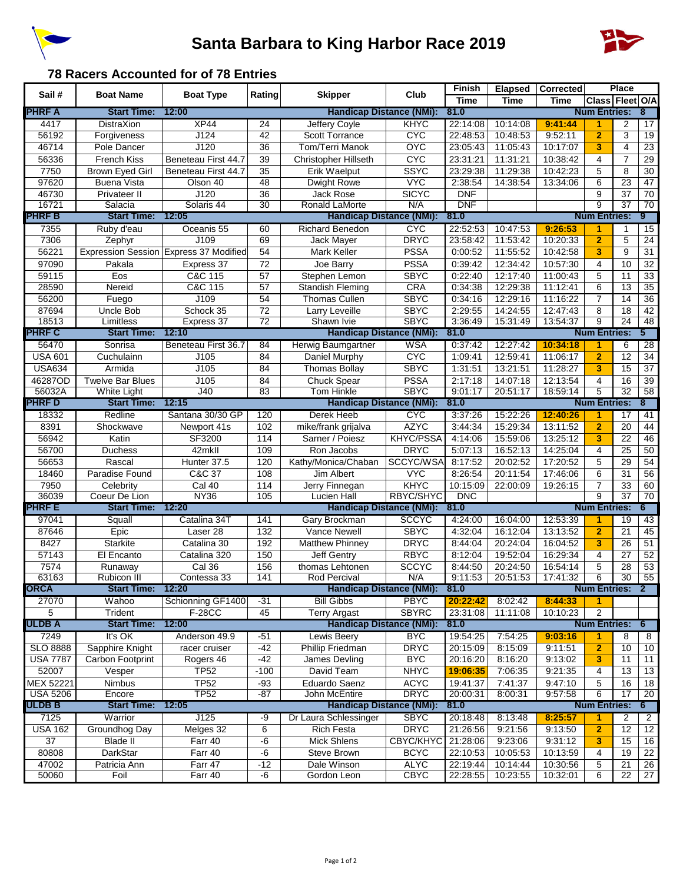# Santa Barbara to King Harbor Race 2019

## 78 Racers Accounted for of 78 Entries

| Sail # | Boat Name | Boat Type | Rating | Skipper | Club | Finish Time | Elapsed Time | Corrected Time | Place Class | Place Fleet | Place O/A |
|---|---|---|---|---|---|---|---|---|---|---|---|
| **PHRF A** | **Start Time:** | **12:00** | | **Handicap Distance (NMi):** | | **81.0** | | | **Num Entries:** | | **8** |
| 4417 | DistraXion | XP44 | 24 | Jeffery Coyle | KHYC | 22:14:08 | 10:14:08 | 9:41:44 | 1 | 2 | 17 |
| 56192 | Forgiveness | J124 | 42 | Scott Torrance | CYC | 22:48:53 | 10:48:53 | 9:52:11 | 2 | 3 | 19 |
| 46714 | Pole Dancer | J120 | 36 | Tom/Terri Manok | OYC | 23:05:43 | 11:05:43 | 10:17:07 | 3 | 4 | 23 |
| 56336 | French Kiss | Beneteau First 44.7 | 39 | Christopher Hillseth | CYC | 23:31:21 | 11:31:21 | 10:38:42 | 4 | 7 | 29 |
| 7750 | Brown Eyed Girl | Beneteau First 44.7 | 35 | Erik Waelput | SSYC | 23:29:38 | 11:29:38 | 10:42:23 | 5 | 8 | 30 |
| 97620 | Buena Vista | Olson 40 | 48 | Dwight Rowe | VYC | 2:38:54 | 14:38:54 | 13:34:06 | 6 | 23 | 47 |
| 46730 | Privateer II | J120 | 36 | Jack Rose | SICYC | DNF | | | 9 | 37 | 70 |
| 16721 | Salacia | Solaris 44 | 30 | Ronald LaMorte | N/A | DNF | | | 9 | 37 | 70 |
| **PHRF B** | **Start Time:** | **12:05** | | **Handicap Distance (NMi):** | | **81.0** | | | **Num Entries:** | | **9** |
| 7355 | Ruby d'eau | Oceanis 55 | 60 | Richard Benedon | CYC | 22:52:53 | 10:47:53 | 9:26:53 | 1 | 1 | 15 |
| 7306 | Zephyr | J109 | 69 | Jack Mayer | DRYC | 23:58:42 | 11:53:42 | 10:20:33 | 2 | 5 | 24 |
| 56221 | Expression Session | Express 37 Modified | 54 | Mark Keller | PSSA | 0:00:52 | 11:55:52 | 10:42:58 | 3 | 9 | 31 |
| 97090 | Pakala | Express 37 | 72 | Joe Barry | PSSA | 0:39:42 | 12:34:42 | 10:57:30 | 4 | 10 | 32 |
| 59115 | Eos | C&C 115 | 57 | Stephen Lemon | SBYC | 0:22:40 | 12:17:40 | 11:00:43 | 5 | 11 | 33 |
| 28590 | Nereid | C&C 115 | 57 | Standish Fleming | CRA | 0:34:38 | 12:29:38 | 11:12:41 | 6 | 13 | 35 |
| 56200 | Fuego | J109 | 54 | Thomas Cullen | SBYC | 0:34:16 | 12:29:16 | 11:16:22 | 7 | 14 | 36 |
| 87694 | Uncle Bob | Schock 35 | 72 | Larry Leveille | SBYC | 2:29:55 | 14:24:55 | 12:47:43 | 8 | 18 | 42 |
| 18513 | Limitless | Express 37 | 72 | Shawn Ivie | SBYC | 3:36:49 | 15:31:49 | 13:54:37 | 9 | 24 | 48 |
| **PHRF C** | **Start Time:** | **12:10** | | **Handicap Distance (NMi):** | | **81.0** | | | **Num Entries:** | | **5** |
| 56470 | Sonrisa | Beneteau First 36.7 | 84 | Herwig Baumgartner | WSA | 0:37:42 | 12:27:42 | 10:34:18 | 1 | 6 | 28 |
| USA 601 | Cuchulainn | J105 | 84 | Daniel Murphy | CYC | 1:09:41 | 12:59:41 | 11:06:17 | 2 | 12 | 34 |
| USA634 | Armida | J105 | 84 | Thomas Bollay | SBYC | 1:31:51 | 13:21:51 | 11:28:27 | 3 | 15 | 37 |
| 46287OD | Twelve Bar Blues | J105 | 84 | Chuck Spear | PSSA | 2:17:18 | 14:07:18 | 12:13:54 | 4 | 16 | 39 |
| 56032A | White Light | J40 | 83 | Tom Hinkle | SBYC | 9:01:17 | 20:51:17 | 18:59:14 | 5 | 32 | 58 |
| **PHRF D** | **Start Time:** | **12:15** | | **Handicap Distance (NMi):** | | **81.0** | | | **Num Entries:** | | **8** |
| 18332 | Redline | Santana 30/30 GP | 120 | Derek Heeb | CYC | 3:37:26 | 15:22:26 | 12:40:26 | 1 | 17 | 41 |
| 8391 | Shockwave | Newport 41s | 102 | mike/frank grijalva | AZYC | 3:44:34 | 15:29:34 | 13:11:52 | 2 | 20 | 44 |
| 56942 | Katin | SF3200 | 114 | Sarner / Poiesz | KHYC/PSSA | 4:14:06 | 15:59:06 | 13:25:12 | 3 | 22 | 46 |
| 56700 | Duchess | 42mkII | 109 | Ron Jacobs | DRYC | 5:07:13 | 16:52:13 | 14:25:04 | 4 | 25 | 50 |
| 56653 | Rascal | Hunter 37.5 | 120 | Kathy/Monica/Chaban | SCCYC/WSA | 8:17:52 | 20:02:52 | 17:20:52 | 5 | 29 | 54 |
| 18460 | Paradise Found | C&C 37 | 108 | Jim Albert | VYC | 8:26:54 | 20:11:54 | 17:46:06 | 6 | 31 | 56 |
| 7950 | Celebrity | Cal 40 | 114 | Jerry Finnegan | KHYC | 10:15:09 | 22:00:09 | 19:26:15 | 7 | 33 | 60 |
| 36039 | Coeur De Lion | NY36 | 105 | Lucien Hall | RBYC/SHYC | DNC | | | 9 | 37 | 70 |
| **PHRF E** | **Start Time:** | **12:20** | | **Handicap Distance (NMi):** | | **81.0** | | | **Num Entries:** | | **6** |
| 97041 | Squall | Catalina 34T | 141 | Gary Brockman | SCCYC | 4:24:00 | 16:04:00 | 12:53:39 | 1 | 19 | 43 |
| 87646 | Epic | Laser 28 | 132 | Vance Newell | SBYC | 4:32:04 | 16:12:04 | 13:13:52 | 2 | 21 | 45 |
| 8427 | Starkite | Catalina 30 | 192 | Matthew Phinney | DRYC | 8:44:04 | 20:24:04 | 16:04:52 | 3 | 26 | 51 |
| 57143 | El Encanto | Catalina 320 | 150 | Jeff Gentry | RBYC | 8:12:04 | 19:52:04 | 16:29:34 | 4 | 27 | 52 |
| 7574 | Runaway | Cal 36 | 156 | thomas Lehtonen | SCCYC | 8:44:50 | 20:24:50 | 16:54:14 | 5 | 28 | 53 |
| 63163 | Rubicon III | Contessa 33 | 141 | Rod Percival | N/A | 9:11:53 | 20:51:53 | 17:41:32 | 6 | 30 | 55 |
| **ORCA** | **Start Time:** | **12:20** | | **Handicap Distance (NMi):** | | **81.0** | | | **Num Entries:** | | **2** |
| 27070 | Wahoo | Schionning GF1400 | -31 | Bill Gibbs | PBYC | 20:22:42 | 8:02:42 | 8:44:33 | 1 | | |
| 5 | Trident | F-28CC | 45 | Terry Argast | SBYRC | 23:31:08 | 11:11:08 | 10:10:23 | 2 | | |
| **ULDB A** | **Start Time:** | **12:00** | | **Handicap Distance (NMi):** | | **81.0** | | | **Num Entries:** | | **6** |
| 7249 | It's OK | Anderson 49.9 | -51 | Lewis Beery | BYC | 19:54:25 | 7:54:25 | 9:03:16 | 1 | 8 | 8 |
| SLO 8888 | Sapphire Knight | racer cruiser | -42 | Phillip Friedman | DRYC | 20:15:09 | 8:15:09 | 9:11:51 | 2 | 10 | 10 |
| USA 7787 | Carbon Footprint | Rogers 46 | -42 | James Devling | BYC | 20:16:20 | 8:16:20 | 9:13:02 | 3 | 11 | 11 |
| 52007 | Vesper | TP52 | -100 | David Team | NHYC | 19:06:35 | 7:06:35 | 9:21:35 | 4 | 13 | 13 |
| MEX 52221 | Nimbus | TP52 | -93 | Eduardo Saenz | ACYC | 19:41:37 | 7:41:37 | 9:47:10 | 5 | 16 | 18 |
| USA 5206 | Encore | TP52 | -87 | John McEntire | DRYC | 20:00:31 | 8:00:31 | 9:57:58 | 6 | 17 | 20 |
| **ULDB B** | **Start Time:** | **12:05** | | **Handicap Distance (NMi):** | | **81.0** | | | **Num Entries:** | | **6** |
| 7125 | Warrior | J125 | -9 | Dr Laura Schlessinger | SBYC | 20:18:48 | 8:13:48 | 8:25:57 | 1 | 2 | 2 |
| USA 162 | Groundhog Day | Melges 32 | 6 | Rich Festa | DRYC | 21:26:56 | 9:21:56 | 9:13:50 | 2 | 12 | 12 |
| 37 | Blade II | Farr 40 | -6 | Mick Shlens | CBYC/KHYC | 21:28:06 | 9:23:06 | 9:31:12 | 3 | 15 | 16 |
| 80808 | DarkStar | Farr 40 | -6 | Steve Brown | BCYC | 22:10:53 | 10:05:53 | 10:13:59 | 4 | 19 | 22 |
| 47002 | Patricia Ann | Farr 47 | -12 | Dale Winson | ALYC | 22:19:44 | 10:14:44 | 10:30:56 | 5 | 21 | 26 |
| 50060 | Foil | Farr 40 | -6 | Gordon Leon | CBYC | 22:28:55 | 10:23:55 | 10:32:01 | 6 | 22 | 27 |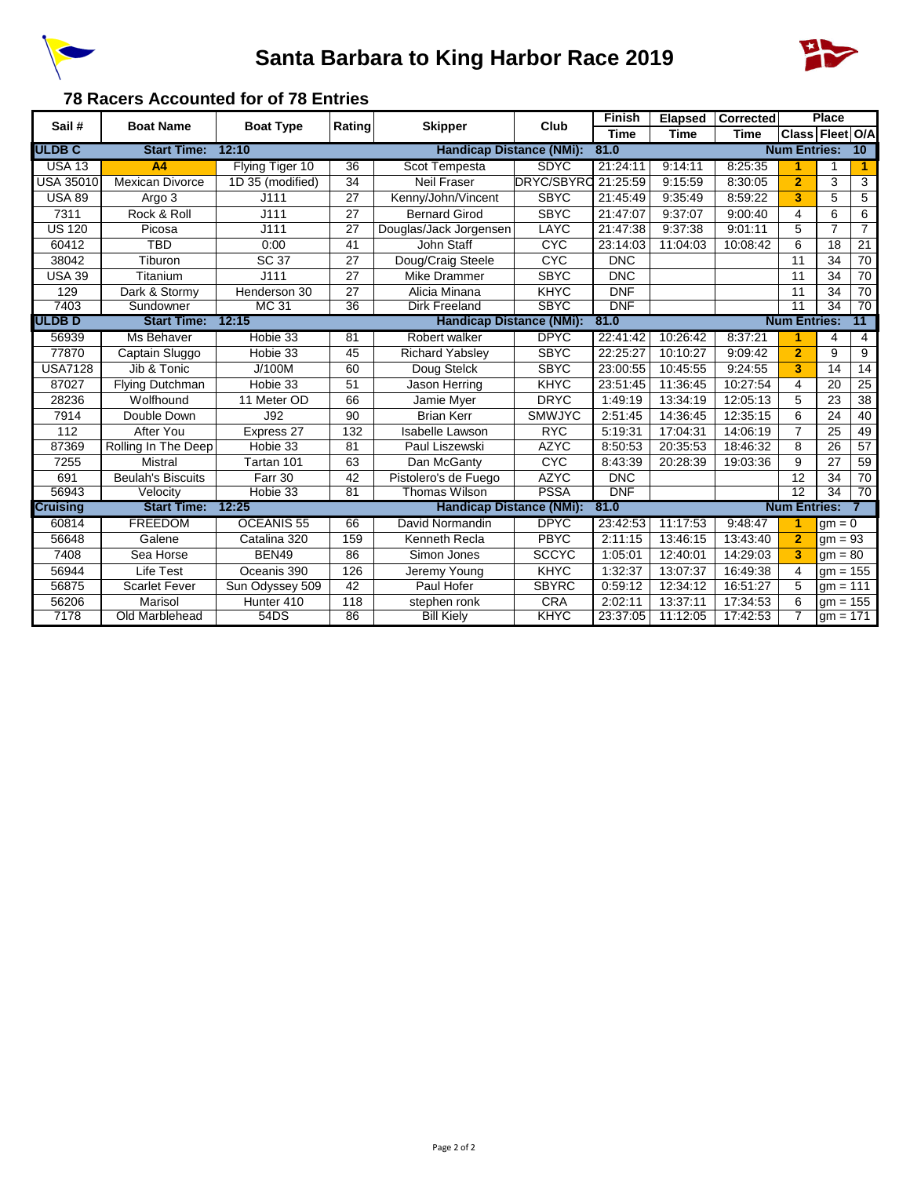# Santa Barbara to King Harbor Race 2019

## 78 Racers Accounted for of 78 Entries

| Sail # | Boat Name | Boat Type | Rating | Skipper | Club | Finish Time | Elapsed Time | Corrected Time | Place Class | Place Fleet | Place O/A |
|---|---|---|---|---|---|---|---|---|---|---|---|
| **ULDB C** | **Start Time:** | **12:10** | | **Handicap Distance (NMi):** | | **81.0** | | | **Num Entries:** | | **10** |
| USA 13 | A4 | Flying Tiger 10 | 36 | Scot Tempesta | SDYC | 21:24:11 | 9:14:11 | 8:25:35 | 1 | 1 | 1 |
| USA 35010 | Mexican Divorce | 1D 35 (modified) | 34 | Neil Fraser | DRYC/SBYRC | 21:25:59 | 9:15:59 | 8:30:05 | 2 | 3 | 3 |
| USA 89 | Argo 3 | J111 | 27 | Kenny/John/Vincent | SBYC | 21:45:49 | 9:35:49 | 8:59:22 | 3 | 5 | 5 |
| 7311 | Rock & Roll | J111 | 27 | Bernard Girod | SBYC | 21:47:07 | 9:37:07 | 9:00:40 | 4 | 6 | 6 |
| US 120 | Picosa | J111 | 27 | Douglas/Jack Jorgensen | LAYC | 21:47:38 | 9:37:38 | 9:01:11 | 5 | 7 | 7 |
| 60412 | TBD | 0:00 | 41 | John Staff | CYC | 23:14:03 | 11:04:03 | 10:08:42 | 6 | 18 | 21 |
| 38042 | Tiburon | SC 37 | 27 | Doug/Craig Steele | CYC | DNC | | | 11 | 34 | 70 |
| USA 39 | Titanium | J111 | 27 | Mike Drammer | SBYC | DNC | | | 11 | 34 | 70 |
| 129 | Dark & Stormy | Henderson 30 | 27 | Alicia Minana | KHYC | DNF | | | 11 | 34 | 70 |
| 7403 | Sundowner | MC 31 | 36 | Dirk Freeland | SBYC | DNF | | | 11 | 34 | 70 |
| **ULDB D** | **Start Time:** | **12:15** | | **Handicap Distance (NMi):** | | **81.0** | | | **Num Entries:** | | **11** |
| 56939 | Ms Behaver | Hobie 33 | 81 | Robert walker | DPYC | 22:41:42 | 10:26:42 | 8:37:21 | 1 | 4 | 4 |
| 77870 | Captain Sluggo | Hobie 33 | 45 | Richard Yabsley | SBYC | 22:25:27 | 10:10:27 | 9:09:42 | 2 | 9 | 9 |
| USA7128 | Jib & Tonic | J/100M | 60 | Doug Stelck | SBYC | 23:00:55 | 10:45:55 | 9:24:55 | 3 | 14 | 14 |
| 87027 | Flying Dutchman | Hobie 33 | 51 | Jason Herring | KHYC | 23:51:45 | 11:36:45 | 10:27:54 | 4 | 20 | 25 |
| 28236 | Wolfhound | 11 Meter OD | 66 | Jamie Myer | DRYC | 1:49:19 | 13:34:19 | 12:05:13 | 5 | 23 | 38 |
| 7914 | Double Down | J92 | 90 | Brian Kerr | SMWJYC | 2:51:45 | 14:36:45 | 12:35:15 | 6 | 24 | 40 |
| 112 | After You | Express 27 | 132 | Isabelle Lawson | RYC | 5:19:31 | 17:04:31 | 14:06:19 | 7 | 25 | 49 |
| 87369 | Rolling In The Deep | Hobie 33 | 81 | Paul Liszewski | AZYC | 8:50:53 | 20:35:53 | 18:46:32 | 8 | 26 | 57 |
| 7255 | Mistral | Tartan 101 | 63 | Dan McGanty | CYC | 8:43:39 | 20:28:39 | 19:03:36 | 9 | 27 | 59 |
| 691 | Beulah's Biscuits | Farr 30 | 42 | Pistolero's de Fuego | AZYC | DNC | | | 12 | 34 | 70 |
| 56943 | Velocity | Hobie 33 | 81 | Thomas Wilson | PSSA | DNF | | | 12 | 34 | 70 |
| **Cruising** | **Start Time:** | **12:25** | | **Handicap Distance (NMi):** | | **81.0** | | | **Num Entries:** | | **7** |
| 60814 | FREEDOM | OCEANIS 55 | 66 | David Normandin | DPYC | 23:42:53 | 11:17:53 | 9:48:47 | 1 | gm = 0 | |
| 56648 | Galene | Catalina 320 | 159 | Kenneth Recla | PBYC | 2:11:15 | 13:46:15 | 13:43:40 | 2 | gm = 93 | |
| 7408 | Sea Horse | BEN49 | 86 | Simon Jones | SCCYC | 1:05:01 | 12:40:01 | 14:29:03 | 3 | gm = 80 | |
| 56944 | Life Test | Oceanis 390 | 126 | Jeremy Young | KHYC | 1:32:37 | 13:07:37 | 16:49:38 | 4 | gm = 155 | |
| 56875 | Scarlet Fever | Sun Odyssey 509 | 42 | Paul Hofer | SBYRC | 0:59:12 | 12:34:12 | 16:51:27 | 5 | gm = 111 | |
| 56206 | Marisol | Hunter 410 | 118 | stephen ronk | CRA | 2:02:11 | 13:37:11 | 17:34:53 | 6 | gm = 155 | |
| 7178 | Old Marblehead | 54DS | 86 | Bill Kiely | KHYC | 23:37:05 | 11:12:05 | 17:42:53 | 7 | gm = 171 | |